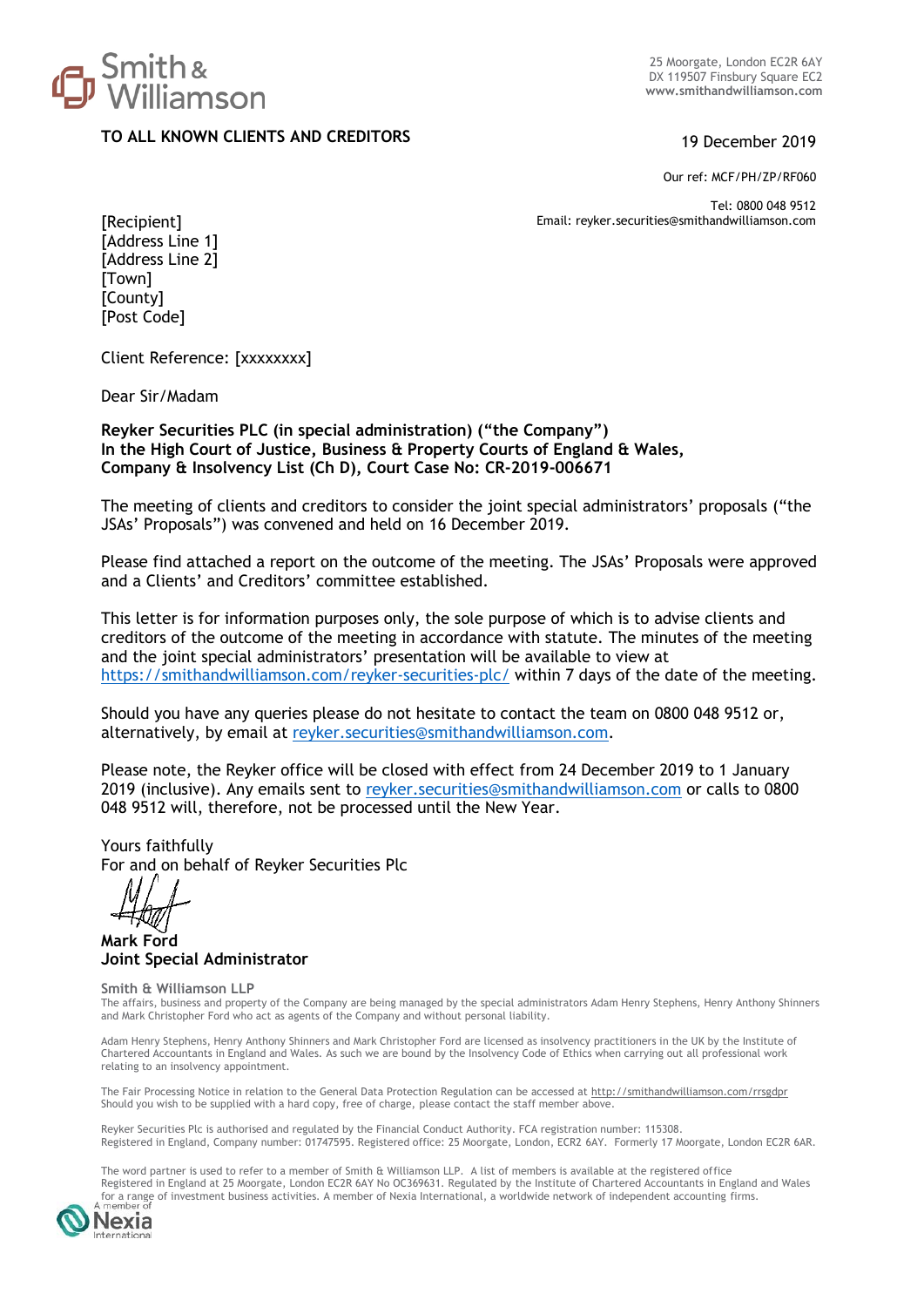Smith & Williamson

25 Moorgate, London EC2R 6AY
DX 119507 Finsbury Square EC2
www.smithandwilliamson.com

**TO ALL KNOWN CLIENTS AND CREDITORS**

19 December 2019

Our ref: MCF/PH/ZP/RF060

Tel: 0800 048 9512
Email: reyker.securities@smithandwilliamson.com

[Recipient]
[Address Line 1]
[Address Line 2]
[Town]
[County]
[Post Code]

Client Reference: [xxxxxxxx]

Dear Sir/Madam

**Reyker Securities PLC (in special administration) ("the Company")**
**In the High Court of Justice, Business & Property Courts of England & Wales, Company & Insolvency List (Ch D), Court Case No: CR-2019-006671**

The meeting of clients and creditors to consider the joint special administrators' proposals ("the JSAs' Proposals") was convened and held on 16 December 2019.

Please find attached a report on the outcome of the meeting. The JSAs' Proposals were approved and a Clients' and Creditors' committee established.

This letter is for information purposes only, the sole purpose of which is to advise clients and creditors of the outcome of the meeting in accordance with statute. The minutes of the meeting and the joint special administrators' presentation will be available to view at https://smithandwilliamson.com/reyker-securities-plc/ within 7 days of the date of the meeting.

Should you have any queries please do not hesitate to contact the team on 0800 048 9512 or, alternatively, by email at reyker.securities@smithandwilliamson.com.

Please note, the Reyker office will be closed with effect from 24 December 2019 to 1 January 2019 (inclusive). Any emails sent to reyker.securities@smithandwilliamson.com or calls to 0800 048 9512 will, therefore, not be processed until the New Year.

Yours faithfully
For and on behalf of Reyker Securities Plc

**Mark Ford**
**Joint Special Administrator**

**Smith & Williamson LLP**
The affairs, business and property of the Company are being managed by the special administrators Adam Henry Stephens, Henry Anthony Shinners and Mark Christopher Ford who act as agents of the Company and without personal liability.

Adam Henry Stephens, Henry Anthony Shinners and Mark Christopher Ford are licensed as insolvency practitioners in the UK by the Institute of Chartered Accountants in England and Wales. As such we are bound by the Insolvency Code of Ethics when carrying out all professional work relating to an insolvency appointment.

The Fair Processing Notice in relation to the General Data Protection Regulation can be accessed at http://smithandwilliamson.com/rrsgdpr Should you wish to be supplied with a hard copy, free of charge, please contact the staff member above.

Reyker Securities Plc is authorised and regulated by the Financial Conduct Authority. FCA registration number: 115308.
Registered in England, Company number: 01747595. Registered office: 25 Moorgate, London, ECR2 6AY. Formerly 17 Moorgate, London EC2R 6AR.

The word partner is used to refer to a member of Smith & Williamson LLP. A list of members is available at the registered office Registered in England at 25 Moorgate, London EC2R 6AY No OC369631. Regulated by the Institute of Chartered Accountants in England and Wales for a range of investment business activities. A member of Nexia International, a worldwide network of independent accounting firms.

A member of Nexia International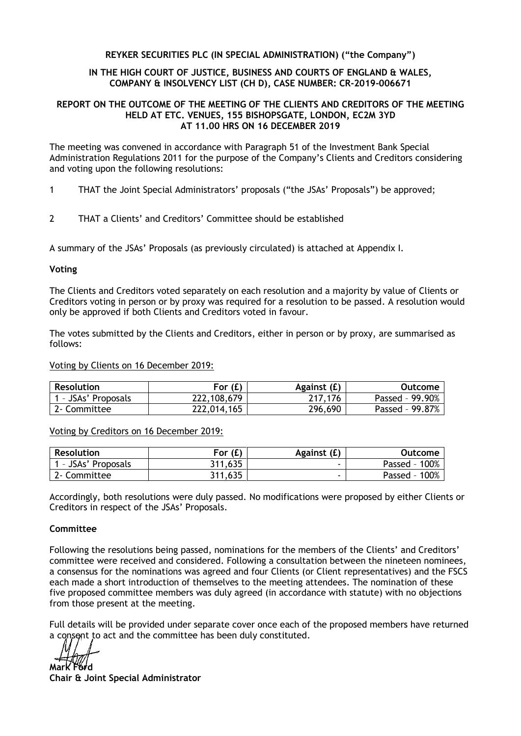**REYKER SECURITIES PLC (IN SPECIAL ADMINISTRATION) ("the Company")**

**IN THE HIGH COURT OF JUSTICE, BUSINESS AND COURTS OF ENGLAND & WALES, COMPANY & INSOLVENCY LIST (CH D), CASE NUMBER: CR-2019-006671**

**REPORT ON THE OUTCOME OF THE MEETING OF THE CLIENTS AND CREDITORS OF THE MEETING HELD AT ETC. VENUES, 155 BISHOPSGATE, LONDON, EC2M 3YD AT 11.00 HRS ON 16 DECEMBER 2019**

The meeting was convened in accordance with Paragraph 51 of the Investment Bank Special Administration Regulations 2011 for the purpose of the Company's Clients and Creditors considering and voting upon the following resolutions:

1. THAT the Joint Special Administrators' proposals ("the JSAs' Proposals") be approved;

2. THAT a Clients' and Creditors' Committee should be established

A summary of the JSAs' Proposals (as previously circulated) is attached at Appendix I.

**Voting**

The Clients and Creditors voted separately on each resolution and a majority by value of Clients or Creditors voting in person or by proxy was required for a resolution to be passed. A resolution would only be approved if both Clients and Creditors voted in favour.

The votes submitted by the Clients and Creditors, either in person or by proxy, are summarised as follows:

Voting by Clients on 16 December 2019:

| Resolution | For (£) | Against (£) | Outcome |
|---|---:|---:|---:|
| 1 – JSAs' Proposals | 222,108,679 | 217,176 | Passed – 99.90% |
| 2- Committee | 222,014,165 | 296,690 | Passed – 99.87% |

Voting by Creditors on 16 December 2019:

| Resolution | For (£) | Against (£) | Outcome |
|---|---:|---:|---:|
| 1 – JSAs' Proposals | 311,635 | - | Passed – 100% |
| 2- Committee | 311,635 | - | Passed – 100% |

Accordingly, both resolutions were duly passed. No modifications were proposed by either Clients or Creditors in respect of the JSAs' Proposals.

**Committee**

Following the resolutions being passed, nominations for the members of the Clients' and Creditors' committee were received and considered. Following a consultation between the nineteen nominees, a consensus for the nominations was agreed and four Clients (or Client representatives) and the FSCS each made a short introduction of themselves to the meeting attendees. The nomination of these five proposed committee members was duly agreed (in accordance with statute) with no objections from those present at the meeting.

Full details will be provided under separate cover once each of the proposed members have returned a consent to act and the committee has been duly constituted.

**Mark Ford**
**Chair & Joint Special Administrator**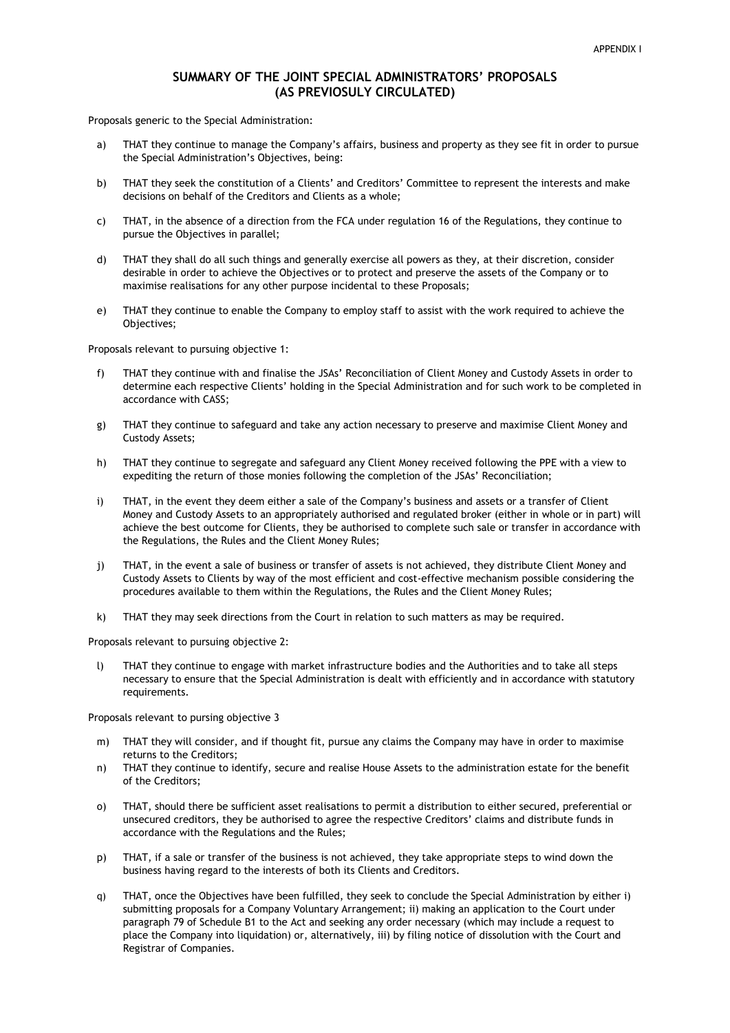APPENDIX I

## SUMMARY OF THE JOINT SPECIAL ADMINISTRATORS' PROPOSALS (AS PREVIOSULY CIRCULATED)

Proposals generic to the Special Administration:

a) THAT they continue to manage the Company's affairs, business and property as they see fit in order to pursue the Special Administration's Objectives, being:

b) THAT they seek the constitution of a Clients' and Creditors' Committee to represent the interests and make decisions on behalf of the Creditors and Clients as a whole;

c) THAT, in the absence of a direction from the FCA under regulation 16 of the Regulations, they continue to pursue the Objectives in parallel;

d) THAT they shall do all such things and generally exercise all powers as they, at their discretion, consider desirable in order to achieve the Objectives or to protect and preserve the assets of the Company or to maximise realisations for any other purpose incidental to these Proposals;

e) THAT they continue to enable the Company to employ staff to assist with the work required to achieve the Objectives;

Proposals relevant to pursuing objective 1:

f) THAT they continue with and finalise the JSAs' Reconciliation of Client Money and Custody Assets in order to determine each respective Clients' holding in the Special Administration and for such work to be completed in accordance with CASS;

g) THAT they continue to safeguard and take any action necessary to preserve and maximise Client Money and Custody Assets;

h) THAT they continue to segregate and safeguard any Client Money received following the PPE with a view to expediting the return of those monies following the completion of the JSAs' Reconciliation;

i) THAT, in the event they deem either a sale of the Company's business and assets or a transfer of Client Money and Custody Assets to an appropriately authorised and regulated broker (either in whole or in part) will achieve the best outcome for Clients, they be authorised to complete such sale or transfer in accordance with the Regulations, the Rules and the Client Money Rules;

j) THAT, in the event a sale of business or transfer of assets is not achieved, they distribute Client Money and Custody Assets to Clients by way of the most efficient and cost-effective mechanism possible considering the procedures available to them within the Regulations, the Rules and the Client Money Rules;

k) THAT they may seek directions from the Court in relation to such matters as may be required.

Proposals relevant to pursuing objective 2:

l) THAT they continue to engage with market infrastructure bodies and the Authorities and to take all steps necessary to ensure that the Special Administration is dealt with efficiently and in accordance with statutory requirements.

Proposals relevant to pursing objective 3

m) THAT they will consider, and if thought fit, pursue any claims the Company may have in order to maximise returns to the Creditors;

n) THAT they continue to identify, secure and realise House Assets to the administration estate for the benefit of the Creditors;

o) THAT, should there be sufficient asset realisations to permit a distribution to either secured, preferential or unsecured creditors, they be authorised to agree the respective Creditors' claims and distribute funds in accordance with the Regulations and the Rules;

p) THAT, if a sale or transfer of the business is not achieved, they take appropriate steps to wind down the business having regard to the interests of both its Clients and Creditors.

q) THAT, once the Objectives have been fulfilled, they seek to conclude the Special Administration by either i) submitting proposals for a Company Voluntary Arrangement; ii) making an application to the Court under paragraph 79 of Schedule B1 to the Act and seeking any order necessary (which may include a request to place the Company into liquidation) or, alternatively, iii) by filing notice of dissolution with the Court and Registrar of Companies.